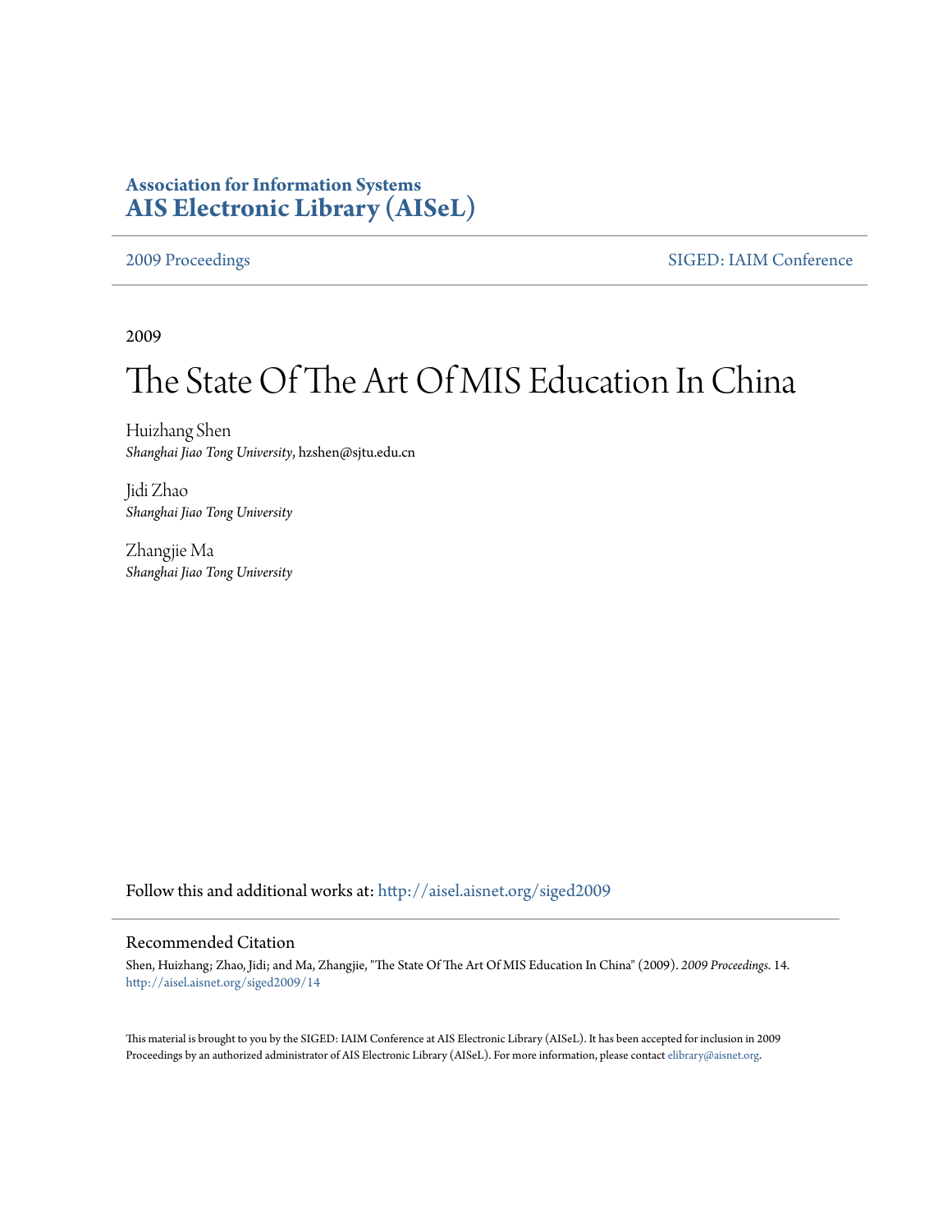**Association for Information Systems**
**AIS Electronic Library (AISeL)**

2009 Proceedings | SIGED: IAIM Conference

2009

# The State Of The Art Of MIS Education In China

Huizhang Shen
*Shanghai Jiao Tong University*, hzshen@sjtu.edu.cn

Jidi Zhao
*Shanghai Jiao Tong University*

Zhangjie Ma
*Shanghai Jiao Tong University*

Follow this and additional works at: http://aisel.aisnet.org/siged2009

## Recommended Citation

Shen, Huizhang; Zhao, Jidi; and Ma, Zhangjie, "The State Of The Art Of MIS Education In China" (2009). *2009 Proceedings*. 14.
http://aisel.aisnet.org/siged2009/14

This material is brought to you by the SIGED: IAIM Conference at AIS Electronic Library (AISeL). It has been accepted for inclusion in 2009 Proceedings by an authorized administrator of AIS Electronic Library (AISeL). For more information, please contact elibrary@aisnet.org.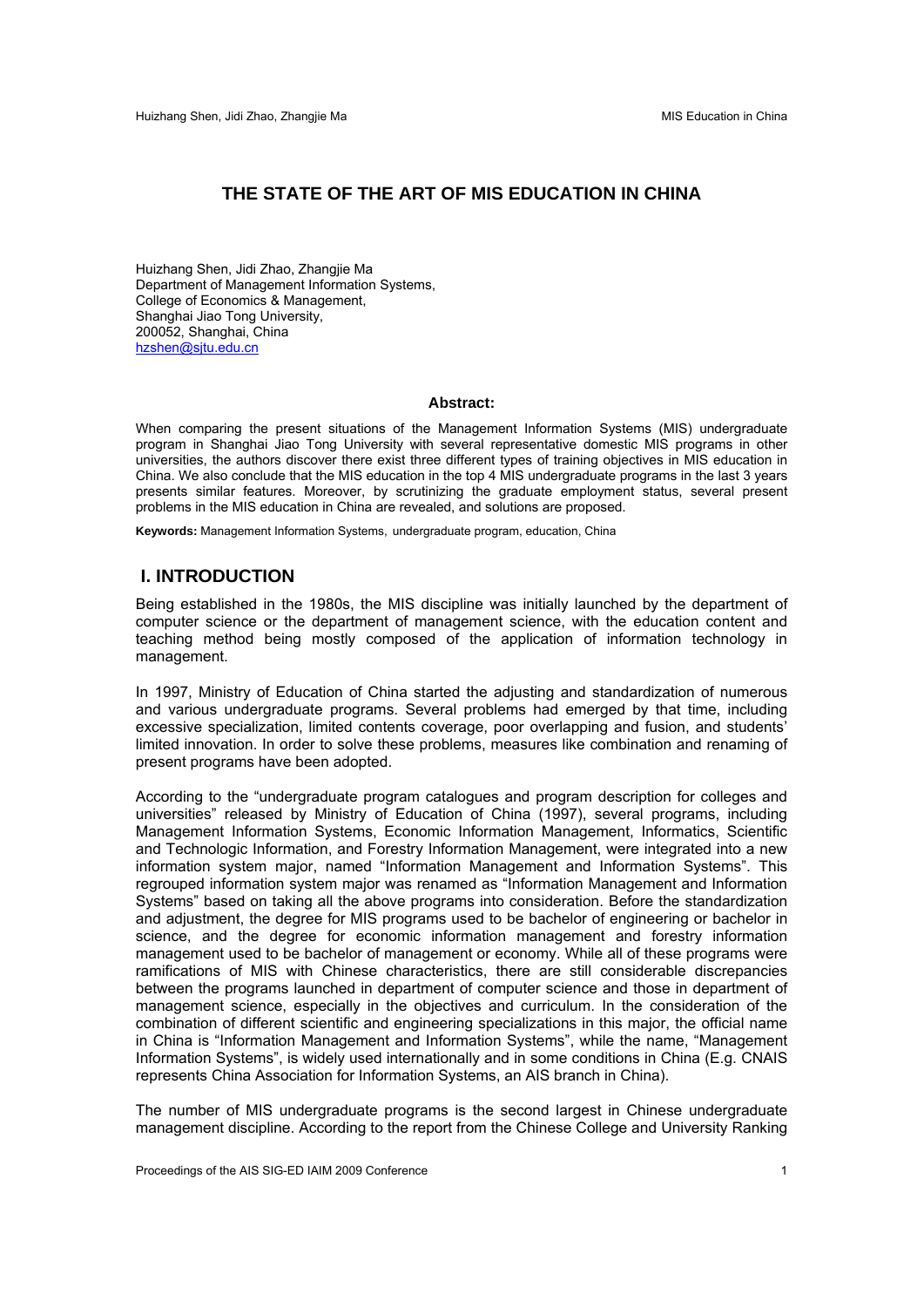# THE STATE OF THE ART OF MIS EDUCATION IN CHINA

Huizhang Shen, Jidi Zhao, Zhangjie Ma
Department of Management Information Systems,
College of Economics & Management,
Shanghai Jiao Tong University,
200052, Shanghai, China
hzshen@sjtu.edu.cn

**Abstract:**

When comparing the present situations of the Management Information Systems (MIS) undergraduate program in Shanghai Jiao Tong University with several representative domestic MIS programs in other universities, the authors discover there exist three different types of training objectives in MIS education in China. We also conclude that the MIS education in the top 4 MIS undergraduate programs in the last 3 years presents similar features. Moreover, by scrutinizing the graduate employment status, several present problems in the MIS education in China are revealed, and solutions are proposed.

**Keywords:** Management Information Systems, undergraduate program, education, China

## I. INTRODUCTION

Being established in the 1980s, the MIS discipline was initially launched by the department of computer science or the department of management science, with the education content and teaching method being mostly composed of the application of information technology in management.

In 1997, Ministry of Education of China started the adjusting and standardization of numerous and various undergraduate programs. Several problems had emerged by that time, including excessive specialization, limited contents coverage, poor overlapping and fusion, and students' limited innovation. In order to solve these problems, measures like combination and renaming of present programs have been adopted.

According to the "undergraduate program catalogues and program description for colleges and universities" released by Ministry of Education of China (1997), several programs, including Management Information Systems, Economic Information Management, Informatics, Scientific and Technologic Information, and Forestry Information Management, were integrated into a new information system major, named "Information Management and Information Systems". This regrouped information system major was renamed as "Information Management and Information Systems" based on taking all the above programs into consideration. Before the standardization and adjustment, the degree for MIS programs used to be bachelor of engineering or bachelor in science, and the degree for economic information management and forestry information management used to be bachelor of management or economy. While all of these programs were ramifications of MIS with Chinese characteristics, there are still considerable discrepancies between the programs launched in department of computer science and those in department of management science, especially in the objectives and curriculum. In the consideration of the combination of different scientific and engineering specializations in this major, the official name in China is "Information Management and Information Systems", while the name, "Management Information Systems", is widely used internationally and in some conditions in China (E.g. CNAIS represents China Association for Information Systems, an AIS branch in China).

The number of MIS undergraduate programs is the second largest in Chinese undergraduate management discipline. According to the report from the Chinese College and University Ranking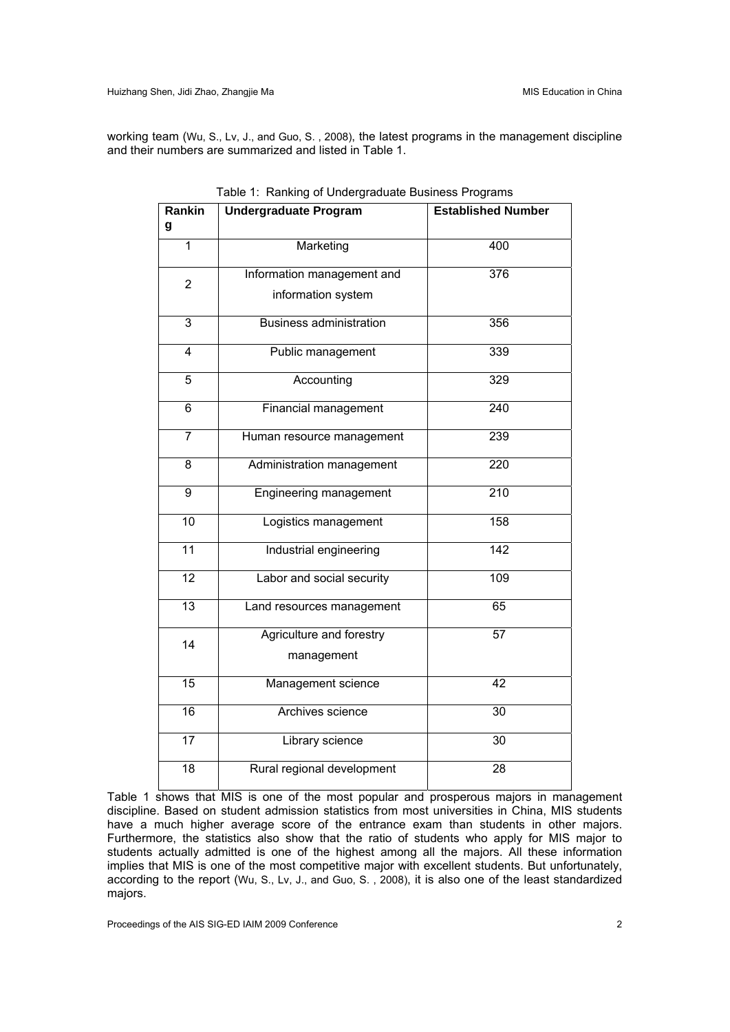working team (Wu, S., Lv, J., and Guo, S. , 2008), the latest programs in the management discipline and their numbers are summarized and listed in Table 1.

Table 1: Ranking of Undergraduate Business Programs

| Ranking | Undergraduate Program | Established Number |
|---|---|---|
| 1 | Marketing | 400 |
| 2 | Information management and information system | 376 |
| 3 | Business administration | 356 |
| 4 | Public management | 339 |
| 5 | Accounting | 329 |
| 6 | Financial management | 240 |
| 7 | Human resource management | 239 |
| 8 | Administration management | 220 |
| 9 | Engineering management | 210 |
| 10 | Logistics management | 158 |
| 11 | Industrial engineering | 142 |
| 12 | Labor and social security | 109 |
| 13 | Land resources management | 65 |
| 14 | Agriculture and forestry management | 57 |
| 15 | Management science | 42 |
| 16 | Archives science | 30 |
| 17 | Library science | 30 |
| 18 | Rural regional development | 28 |

Table 1 shows that MIS is one of the most popular and prosperous majors in management discipline. Based on student admission statistics from most universities in China, MIS students have a much higher average score of the entrance exam than students in other majors. Furthermore, the statistics also show that the ratio of students who apply for MIS major to students actually admitted is one of the highest among all the majors. All these information implies that MIS is one of the most competitive major with excellent students. But unfortunately, according to the report (Wu, S., Lv, J., and Guo, S. , 2008), it is also one of the least standardized majors.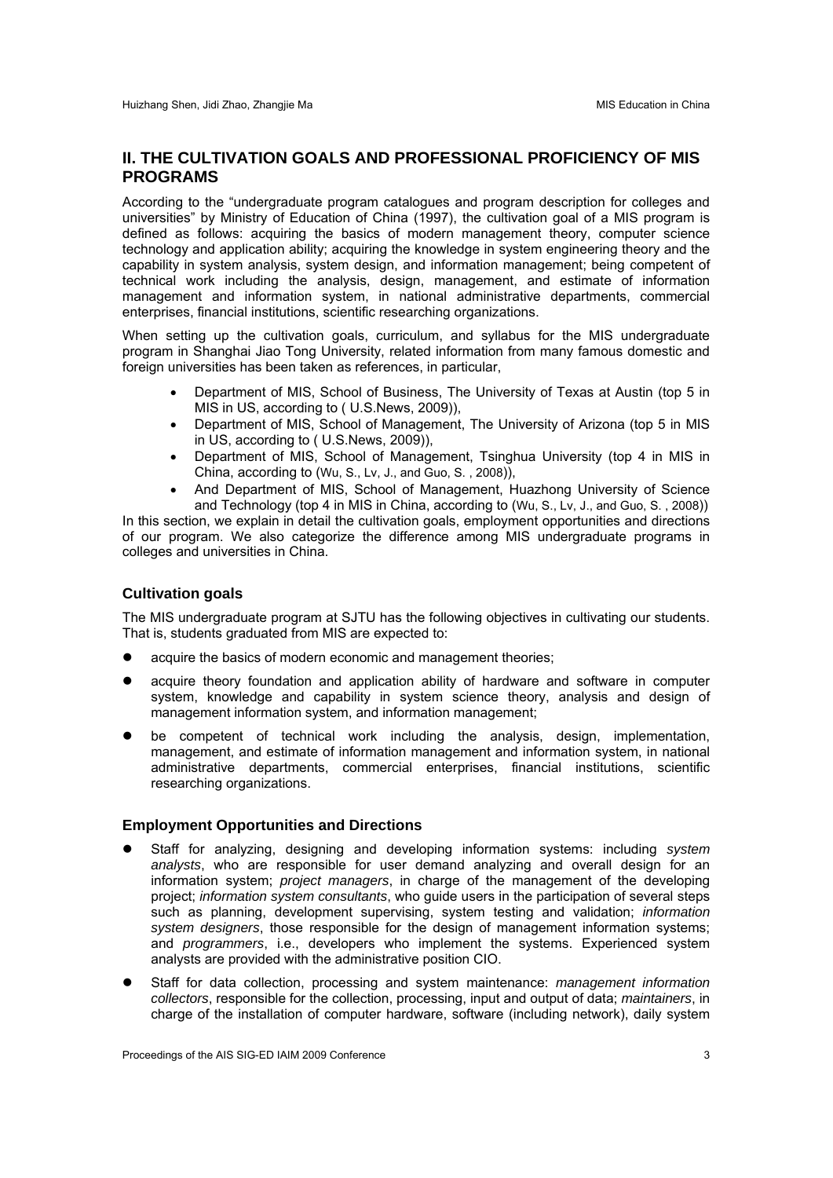## II. THE CULTIVATION GOALS AND PROFESSIONAL PROFICIENCY OF MIS PROGRAMS

According to the "undergraduate program catalogues and program description for colleges and universities" by Ministry of Education of China (1997), the cultivation goal of a MIS program is defined as follows: acquiring the basics of modern management theory, computer science technology and application ability; acquiring the knowledge in system engineering theory and the capability in system analysis, system design, and information management; being competent of technical work including the analysis, design, management, and estimate of information management and information system, in national administrative departments, commercial enterprises, financial institutions, scientific researching organizations.

When setting up the cultivation goals, curriculum, and syllabus for the MIS undergraduate program in Shanghai Jiao Tong University, related information from many famous domestic and foreign universities has been taken as references, in particular,

- Department of MIS, School of Business, The University of Texas at Austin (top 5 in MIS in US, according to ( U.S.News, 2009)),
- Department of MIS, School of Management, The University of Arizona (top 5 in MIS in US, according to ( U.S.News, 2009)),
- Department of MIS, School of Management, Tsinghua University (top 4 in MIS in China, according to (Wu, S., Lv, J., and Guo, S. , 2008)),
- And Department of MIS, School of Management, Huazhong University of Science and Technology (top 4 in MIS in China, according to (Wu, S., Lv, J., and Guo, S. , 2008))

In this section, we explain in detail the cultivation goals, employment opportunities and directions of our program. We also categorize the difference among MIS undergraduate programs in colleges and universities in China.

### Cultivation goals

The MIS undergraduate program at SJTU has the following objectives in cultivating our students. That is, students graduated from MIS are expected to:

- acquire the basics of modern economic and management theories;
- acquire theory foundation and application ability of hardware and software in computer system, knowledge and capability in system science theory, analysis and design of management information system, and information management;
- be competent of technical work including the analysis, design, implementation, management, and estimate of information management and information system, in national administrative departments, commercial enterprises, financial institutions, scientific researching organizations.

### Employment Opportunities and Directions

- Staff for analyzing, designing and developing information systems: including *system analysts*, who are responsible for user demand analyzing and overall design for an information system; *project managers*, in charge of the management of the developing project; *information system consultants*, who guide users in the participation of several steps such as planning, development supervising, system testing and validation; *information system designers*, those responsible for the design of management information systems; and *programmers*, i.e., developers who implement the systems. Experienced system analysts are provided with the administrative position CIO.
- Staff for data collection, processing and system maintenance: *management information collectors*, responsible for the collection, processing, input and output of data; *maintainers*, in charge of the installation of computer hardware, software (including network), daily system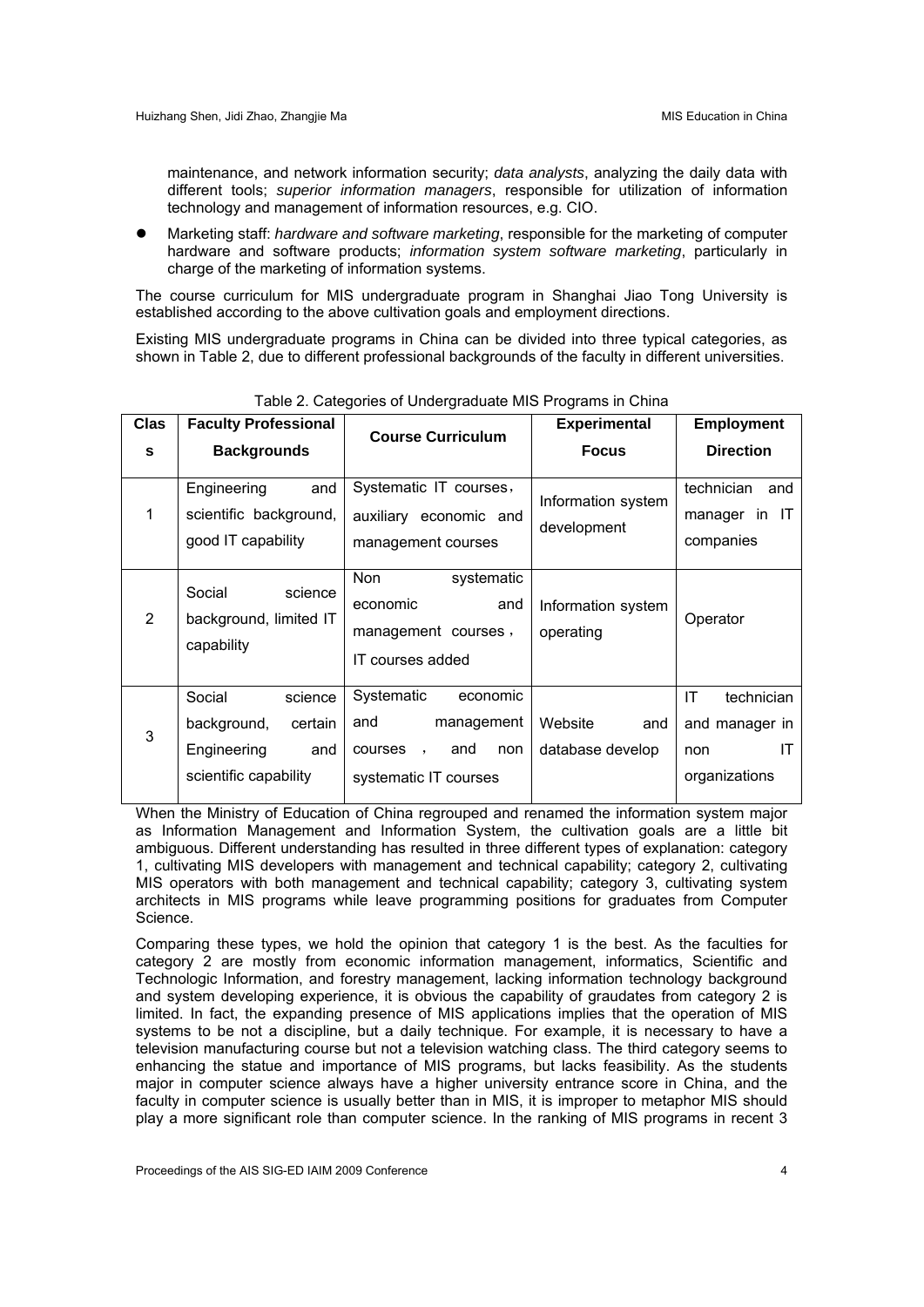maintenance, and network information security; *data analysts*, analyzing the daily data with different tools; *superior information managers*, responsible for utilization of information technology and management of information resources, e.g. CIO.

- Marketing staff: *hardware and software marketing*, responsible for the marketing of computer hardware and software products; *information system software marketing*, particularly in charge of the marketing of information systems.

The course curriculum for MIS undergraduate program in Shanghai Jiao Tong University is established according to the above cultivation goals and employment directions.

Existing MIS undergraduate programs in China can be divided into three typical categories, as shown in Table 2, due to different professional backgrounds of the faculty in different universities.

Table 2. Categories of Undergraduate MIS Programs in China

| Class | Faculty Professional Backgrounds | Course Curriculum | Experimental Focus | Employment Direction |
|---|---|---|---|---|
| 1 | Engineering and scientific background, good IT capability | Systematic IT courses, auxiliary economic and management courses | Information system development | technician and manager in IT companies |
| 2 | Social science background, limited IT capability | Non systematic economic and management courses, IT courses added | Information system operating | Operator |
| 3 | Social science background, certain Engineering and scientific capability | Systematic economic and management courses, and non systematic IT courses | Website and database develop | IT technician and manager in non IT organizations |

When the Ministry of Education of China regrouped and renamed the information system major as Information Management and Information System, the cultivation goals are a little bit ambiguous. Different understanding has resulted in three different types of explanation: category 1, cultivating MIS developers with management and technical capability; category 2, cultivating MIS operators with both management and technical capability; category 3, cultivating system architects in MIS programs while leave programming positions for graduates from Computer Science.

Comparing these types, we hold the opinion that category 1 is the best. As the faculties for category 2 are mostly from economic information management, informatics, Scientific and Technologic Information, and forestry management, lacking information technology background and system developing experience, it is obvious the capability of graudates from category 2 is limited. In fact, the expanding presence of MIS applications implies that the operation of MIS systems to be not a discipline, but a daily technique. For example, it is necessary to have a television manufacturing course but not a television watching class. The third category seems to enhancing the statue and importance of MIS programs, but lacks feasibility. As the students major in computer science always have a higher university entrance score in China, and the faculty in computer science is usually better than in MIS, it is improper to metaphor MIS should play a more significant role than computer science. In the ranking of MIS programs in recent 3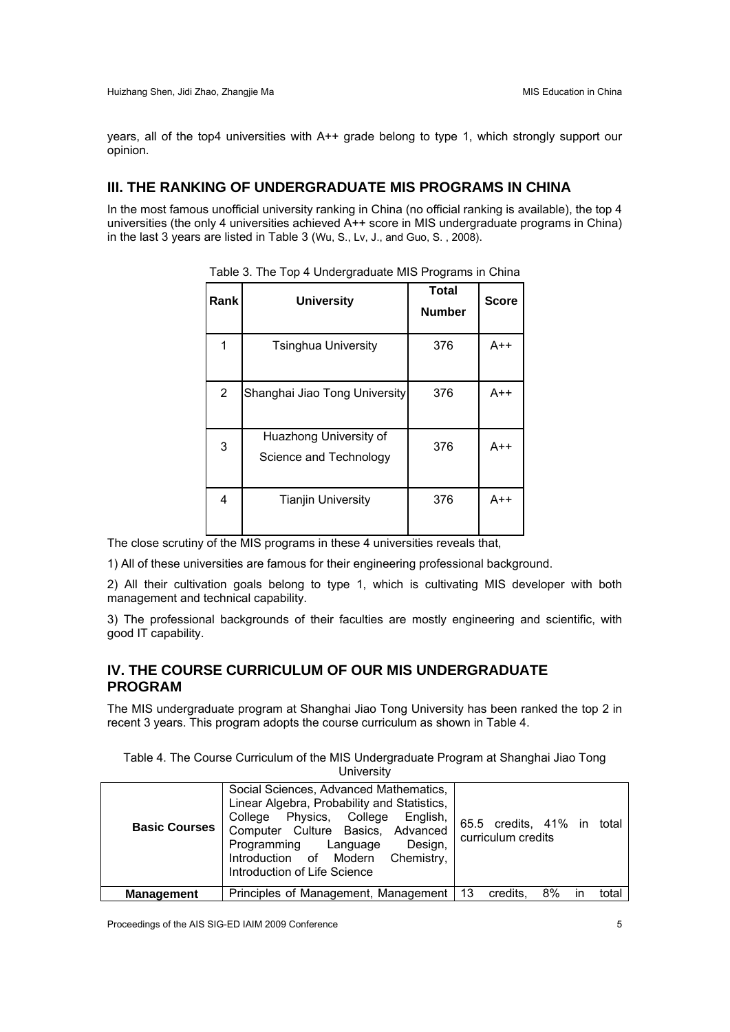years, all of the top4 universities with A++ grade belong to type 1, which strongly support our opinion.

## III. THE RANKING OF UNDERGRADUATE MIS PROGRAMS IN CHINA

In the most famous unofficial university ranking in China (no official ranking is available), the top 4 universities (the only 4 universities achieved A++ score in MIS undergraduate programs in China) in the last 3 years are listed in Table 3 (Wu, S., Lv, J., and Guo, S. , 2008).

Table 3. The Top 4 Undergraduate MIS Programs in China

| Rank | University | Total Number | Score |
| --- | --- | --- | --- |
| 1 | Tsinghua University | 376 | A++ |
| 2 | Shanghai Jiao Tong University | 376 | A++ |
| 3 | Huazhong University of Science and Technology | 376 | A++ |
| 4 | Tianjin University | 376 | A++ |

The close scrutiny of the MIS programs in these 4 universities reveals that,

1) All of these universities are famous for their engineering professional background.

2) All their cultivation goals belong to type 1, which is cultivating MIS developer with both management and technical capability.

3) The professional backgrounds of their faculties are mostly engineering and scientific, with good IT capability.

## IV. THE COURSE CURRICULUM OF OUR MIS UNDERGRADUATE PROGRAM

The MIS undergraduate program at Shanghai Jiao Tong University has been ranked the top 2 in recent 3 years. This program adopts the course curriculum as shown in Table 4.

Table 4. The Course Curriculum of the MIS Undergraduate Program at Shanghai Jiao Tong University

| | | |
| --- | --- | --- |
| **Basic Courses** | Social Sciences, Advanced Mathematics, Linear Algebra, Probability and Statistics, College Physics, College English, Computer Culture Basics, Advanced Programming Language Design, Introduction of Modern Chemistry, Introduction of Life Science | 65.5 credits, 41% in total curriculum credits |
| **Management** | Principles of Management, Management | 13 credits, 8% in total |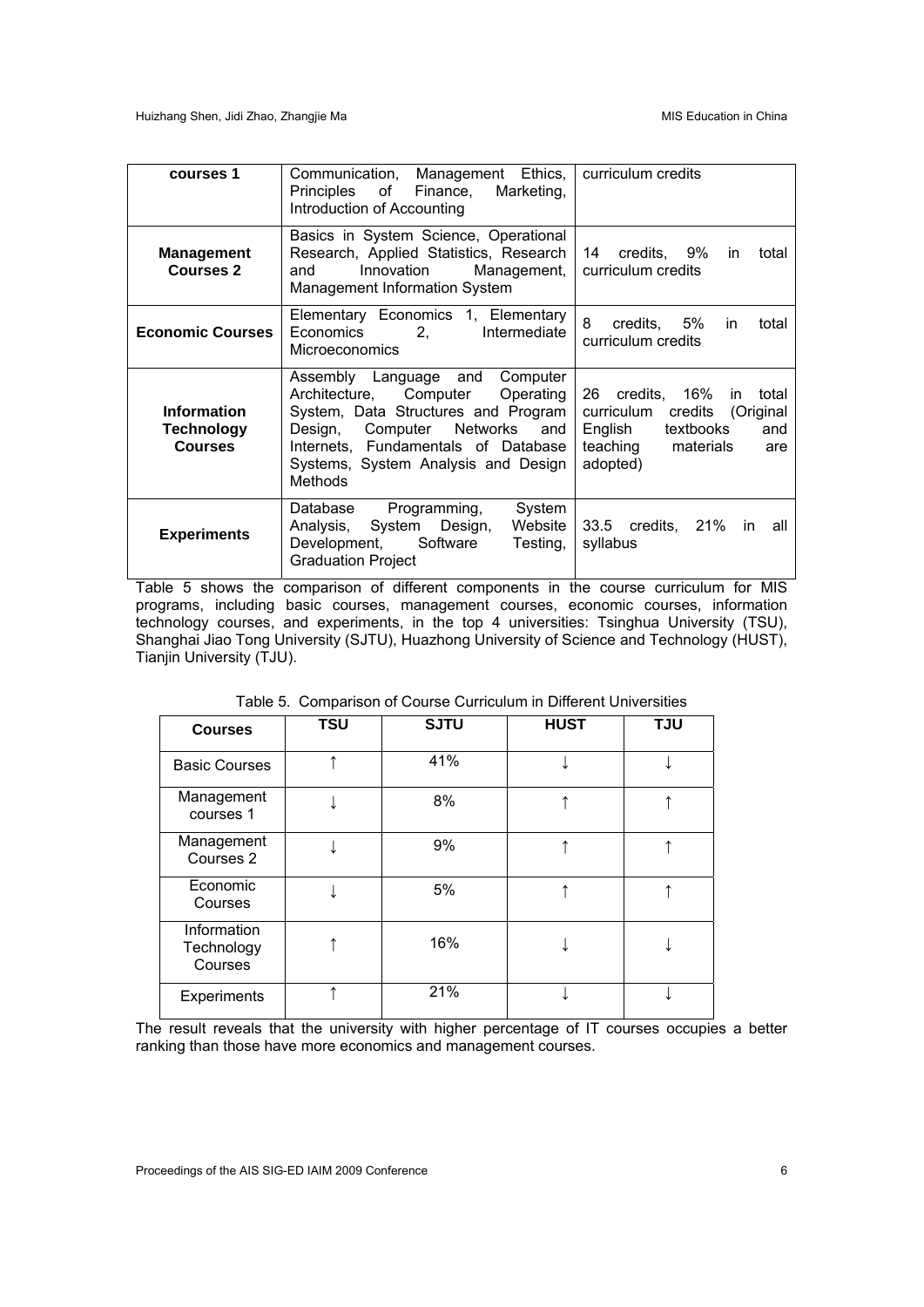| courses 1 | Communication, Management Ethics, Principles of Finance, Marketing, Introduction of Accounting | curriculum credits |
|---|---|---|
| **Management Courses 2** | Basics in System Science, Operational Research, Applied Statistics, Research and Innovation Management, Management Information System | 14 credits, 9% in total curriculum credits |
| **Economic Courses** | Elementary Economics 1, Elementary Economics 2, Intermediate Microeconomics | 8 credits, 5% in total curriculum credits |
| **Information Technology Courses** | Assembly Language and Computer Architecture, Computer Operating System, Data Structures and Program Design, Computer Networks and Internets, Fundamentals of Database Systems, System Analysis and Design Methods | 26 credits, 16% in total curriculum credits (Original English textbooks and teaching materials are adopted) |
| **Experiments** | Database Programming, System Analysis, System Design, Website Development, Software Testing, Graduation Project | 33.5 credits, 21% in all syllabus |

Table 5 shows the comparison of different components in the course curriculum for MIS programs, including basic courses, management courses, economic courses, information technology courses, and experiments, in the top 4 universities: Tsinghua University (TSU), Shanghai Jiao Tong University (SJTU), Huazhong University of Science and Technology (HUST), Tianjin University (TJU).

Table 5. Comparison of Course Curriculum in Different Universities

| Courses | TSU | SJTU | HUST | TJU |
|---|---|---|---|---|
| Basic Courses | ↑ | 41% | ↓ | ↓ |
| Management courses 1 | ↓ | 8% | ↑ | ↑ |
| Management Courses 2 | ↓ | 9% | ↑ | ↑ |
| Economic Courses | ↓ | 5% | ↑ | ↑ |
| Information Technology Courses | ↑ | 16% | ↓ | ↓ |
| Experiments | ↑ | 21% | ↓ | ↓ |

The result reveals that the university with higher percentage of IT courses occupies a better ranking than those have more economics and management courses.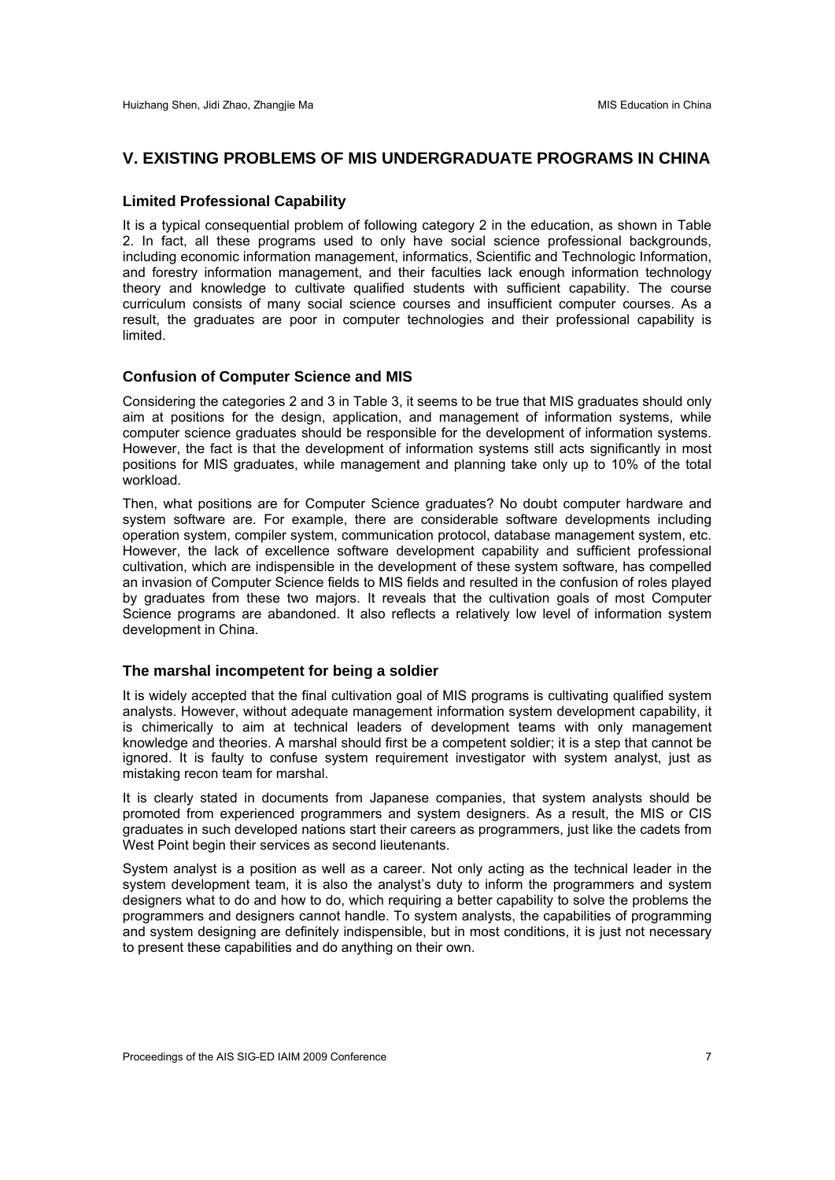## V. EXISTING PROBLEMS OF MIS UNDERGRADUATE PROGRAMS IN CHINA

### Limited Professional Capability

It is a typical consequential problem of following category 2 in the education, as shown in Table 2. In fact, all these programs used to only have social science professional backgrounds, including economic information management, informatics, Scientific and Technologic Information, and forestry information management, and their faculties lack enough information technology theory and knowledge to cultivate qualified students with sufficient capability. The course curriculum consists of many social science courses and insufficient computer courses. As a result, the graduates are poor in computer technologies and their professional capability is limited.

### Confusion of Computer Science and MIS

Considering the categories 2 and 3 in Table 3, it seems to be true that MIS graduates should only aim at positions for the design, application, and management of information systems, while computer science graduates should be responsible for the development of information systems. However, the fact is that the development of information systems still acts significantly in most positions for MIS graduates, while management and planning take only up to 10% of the total workload.

Then, what positions are for Computer Science graduates? No doubt computer hardware and system software are. For example, there are considerable software developments including operation system, compiler system, communication protocol, database management system, etc. However, the lack of excellence software development capability and sufficient professional cultivation, which are indispensible in the development of these system software, has compelled an invasion of Computer Science fields to MIS fields and resulted in the confusion of roles played by graduates from these two majors. It reveals that the cultivation goals of most Computer Science programs are abandoned. It also reflects a relatively low level of information system development in China.

### The marshal incompetent for being a soldier

It is widely accepted that the final cultivation goal of MIS programs is cultivating qualified system analysts. However, without adequate management information system development capability, it is chimerically to aim at technical leaders of development teams with only management knowledge and theories. A marshal should first be a competent soldier; it is a step that cannot be ignored. It is faulty to confuse system requirement investigator with system analyst, just as mistaking recon team for marshal.

It is clearly stated in documents from Japanese companies, that system analysts should be promoted from experienced programmers and system designers. As a result, the MIS or CIS graduates in such developed nations start their careers as programmers, just like the cadets from West Point begin their services as second lieutenants.

System analyst is a position as well as a career. Not only acting as the technical leader in the system development team, it is also the analyst's duty to inform the programmers and system designers what to do and how to do, which requiring a better capability to solve the problems the programmers and designers cannot handle. To system analysts, the capabilities of programming and system designing are definitely indispensible, but in most conditions, it is just not necessary to present these capabilities and do anything on their own.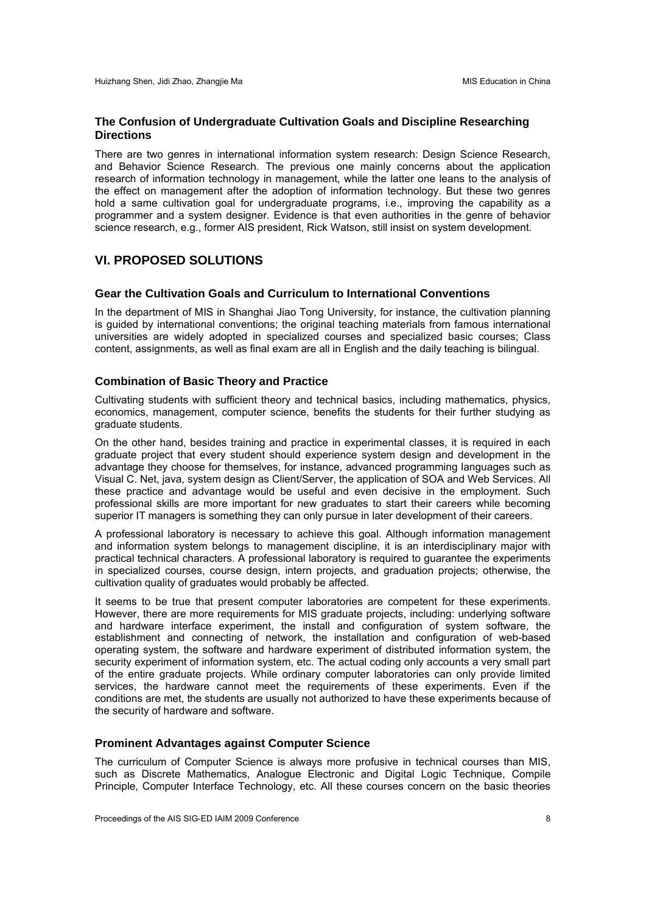### The Confusion of Undergraduate Cultivation Goals and Discipline Researching Directions

There are two genres in international information system research: Design Science Research, and Behavior Science Research. The previous one mainly concerns about the application research of information technology in management, while the latter one leans to the analysis of the effect on management after the adoption of information technology. But these two genres hold a same cultivation goal for undergraduate programs, i.e., improving the capability as a programmer and a system designer. Evidence is that even authorities in the genre of behavior science research, e.g., former AIS president, Rick Watson, still insist on system development.

## VI. PROPOSED SOLUTIONS

### Gear the Cultivation Goals and Curriculum to International Conventions

In the department of MIS in Shanghai Jiao Tong University, for instance, the cultivation planning is guided by international conventions; the original teaching materials from famous international universities are widely adopted in specialized courses and specialized basic courses; Class content, assignments, as well as final exam are all in English and the daily teaching is bilingual.

### Combination of Basic Theory and Practice

Cultivating students with sufficient theory and technical basics, including mathematics, physics, economics, management, computer science, benefits the students for their further studying as graduate students.

On the other hand, besides training and practice in experimental classes, it is required in each graduate project that every student should experience system design and development in the advantage they choose for themselves, for instance, advanced programming languages such as Visual C. Net, java, system design as Client/Server, the application of SOA and Web Services. All these practice and advantage would be useful and even decisive in the employment. Such professional skills are more important for new graduates to start their careers while becoming superior IT managers is something they can only pursue in later development of their careers.

A professional laboratory is necessary to achieve this goal. Although information management and information system belongs to management discipline, it is an interdisciplinary major with practical technical characters. A professional laboratory is required to guarantee the experiments in specialized courses, course design, intern projects, and graduation projects; otherwise, the cultivation quality of graduates would probably be affected.

It seems to be true that present computer laboratories are competent for these experiments. However, there are more requirements for MIS graduate projects, including: underlying software and hardware interface experiment, the install and configuration of system software, the establishment and connecting of network, the installation and configuration of web-based operating system, the software and hardware experiment of distributed information system, the security experiment of information system, etc. The actual coding only accounts a very small part of the entire graduate projects. While ordinary computer laboratories can only provide limited services, the hardware cannot meet the requirements of these experiments. Even if the conditions are met, the students are usually not authorized to have these experiments because of the security of hardware and software.

### Prominent Advantages against Computer Science

The curriculum of Computer Science is always more profusive in technical courses than MIS, such as Discrete Mathematics, Analogue Electronic and Digital Logic Technique, Compile Principle, Computer Interface Technology, etc. All these courses concern on the basic theories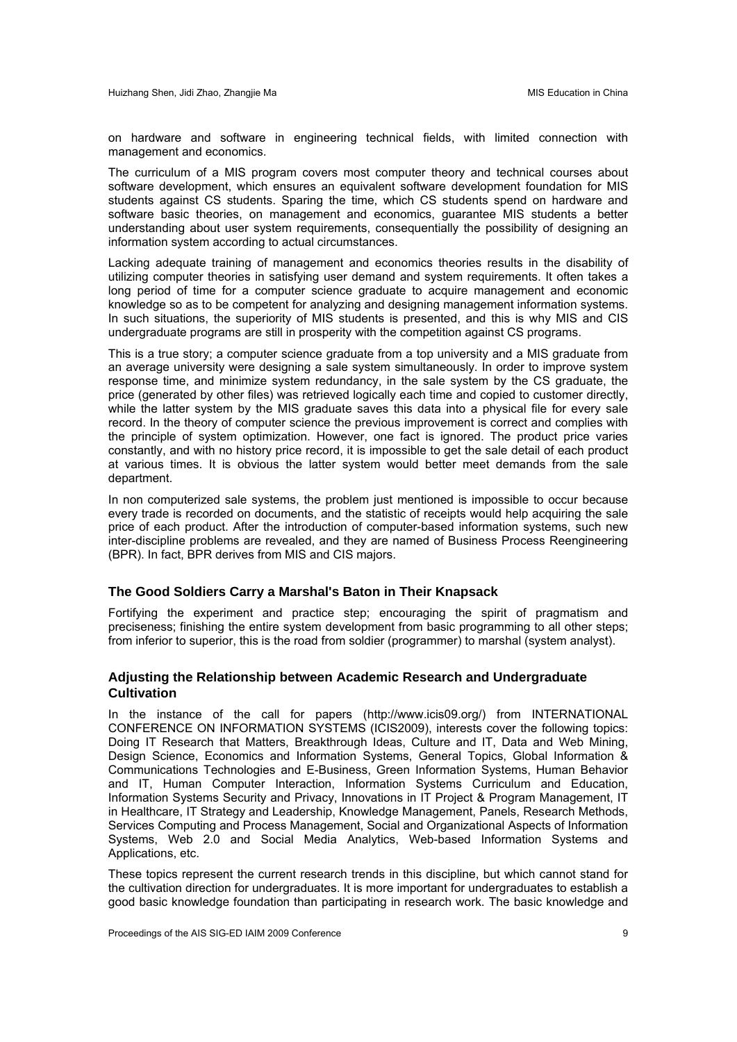on hardware and software in engineering technical fields, with limited connection with management and economics.

The curriculum of a MIS program covers most computer theory and technical courses about software development, which ensures an equivalent software development foundation for MIS students against CS students. Sparing the time, which CS students spend on hardware and software basic theories, on management and economics, guarantee MIS students a better understanding about user system requirements, consequentially the possibility of designing an information system according to actual circumstances.

Lacking adequate training of management and economics theories results in the disability of utilizing computer theories in satisfying user demand and system requirements. It often takes a long period of time for a computer science graduate to acquire management and economic knowledge so as to be competent for analyzing and designing management information systems. In such situations, the superiority of MIS students is presented, and this is why MIS and CIS undergraduate programs are still in prosperity with the competition against CS programs.

This is a true story; a computer science graduate from a top university and a MIS graduate from an average university were designing a sale system simultaneously. In order to improve system response time, and minimize system redundancy, in the sale system by the CS graduate, the price (generated by other files) was retrieved logically each time and copied to customer directly, while the latter system by the MIS graduate saves this data into a physical file for every sale record. In the theory of computer science the previous improvement is correct and complies with the principle of system optimization. However, one fact is ignored. The product price varies constantly, and with no history price record, it is impossible to get the sale detail of each product at various times. It is obvious the latter system would better meet demands from the sale department.

In non computerized sale systems, the problem just mentioned is impossible to occur because every trade is recorded on documents, and the statistic of receipts would help acquiring the sale price of each product. After the introduction of computer-based information systems, such new inter-discipline problems are revealed, and they are named of Business Process Reengineering (BPR). In fact, BPR derives from MIS and CIS majors.

### The Good Soldiers Carry a Marshal's Baton in Their Knapsack

Fortifying the experiment and practice step; encouraging the spirit of pragmatism and preciseness; finishing the entire system development from basic programming to all other steps; from inferior to superior, this is the road from soldier (programmer) to marshal (system analyst).

### Adjusting the Relationship between Academic Research and Undergraduate Cultivation

In the instance of the call for papers (http://www.icis09.org/) from INTERNATIONAL CONFERENCE ON INFORMATION SYSTEMS (ICIS2009), interests cover the following topics: Doing IT Research that Matters, Breakthrough Ideas, Culture and IT, Data and Web Mining, Design Science, Economics and Information Systems, General Topics, Global Information & Communications Technologies and E-Business, Green Information Systems, Human Behavior and IT, Human Computer Interaction, Information Systems Curriculum and Education, Information Systems Security and Privacy, Innovations in IT Project & Program Management, IT in Healthcare, IT Strategy and Leadership, Knowledge Management, Panels, Research Methods, Services Computing and Process Management, Social and Organizational Aspects of Information Systems, Web 2.0 and Social Media Analytics, Web-based Information Systems and Applications, etc.

These topics represent the current research trends in this discipline, but which cannot stand for the cultivation direction for undergraduates. It is more important for undergraduates to establish a good basic knowledge foundation than participating in research work. The basic knowledge and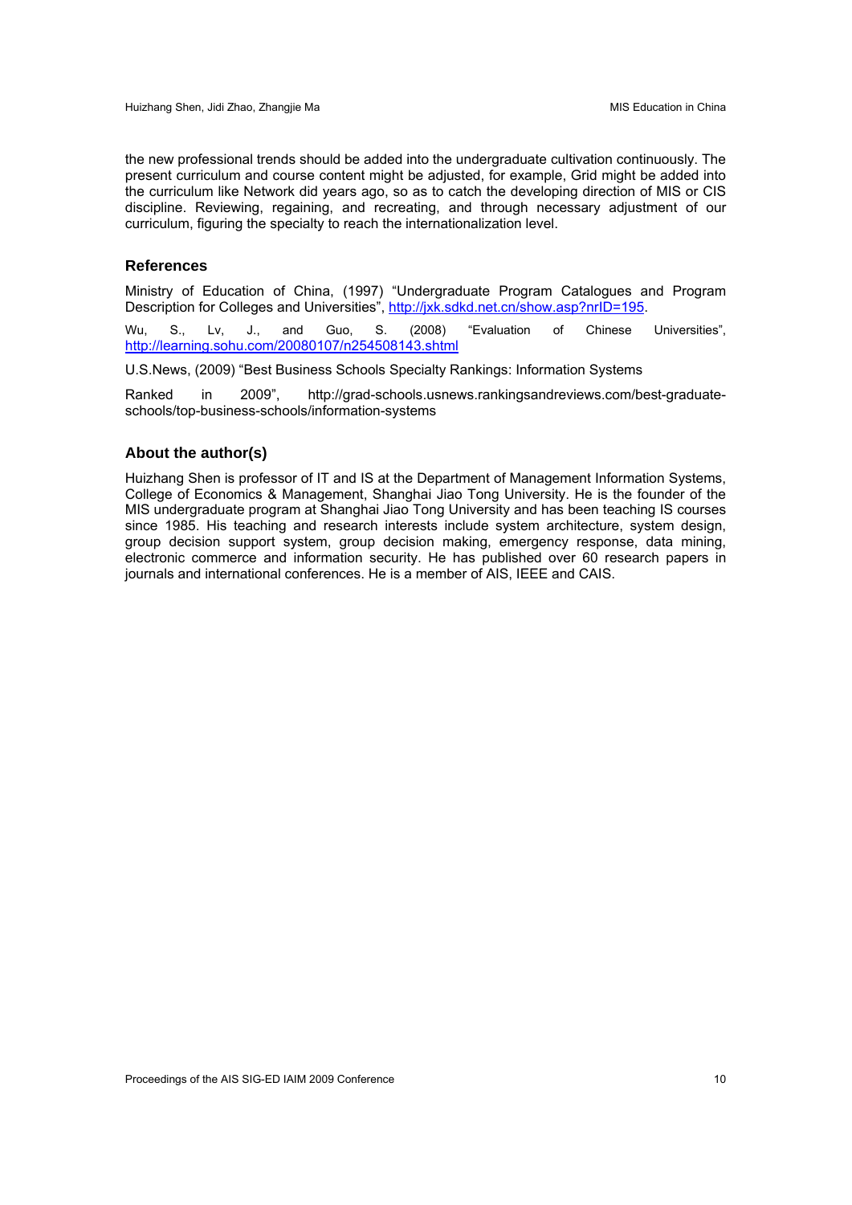the new professional trends should be added into the undergraduate cultivation continuously. The present curriculum and course content might be adjusted, for example, Grid might be added into the curriculum like Network did years ago, so as to catch the developing direction of MIS or CIS discipline. Reviewing, regaining, and recreating, and through necessary adjustment of our curriculum, figuring the specialty to reach the internationalization level.

## References

Ministry of Education of China, (1997) "Undergraduate Program Catalogues and Program Description for Colleges and Universities", http://jxk.sdkd.net.cn/show.asp?nrID=195.

Wu, S., Lv, J., and Guo, S. (2008) "Evaluation of Chinese Universities", http://learning.sohu.com/20080107/n254508143.shtml

U.S.News, (2009) "Best Business Schools Specialty Rankings: Information Systems Ranked in 2009", http://grad-schools.usnews.rankingsandreviews.com/best-graduate-schools/top-business-schools/information-systems

## About the author(s)

Huizhang Shen is professor of IT and IS at the Department of Management Information Systems, College of Economics & Management, Shanghai Jiao Tong University. He is the founder of the MIS undergraduate program at Shanghai Jiao Tong University and has been teaching IS courses since 1985. His teaching and research interests include system architecture, system design, group decision support system, group decision making, emergency response, data mining, electronic commerce and information security. He has published over 60 research papers in journals and international conferences. He is a member of AIS, IEEE and CAIS.